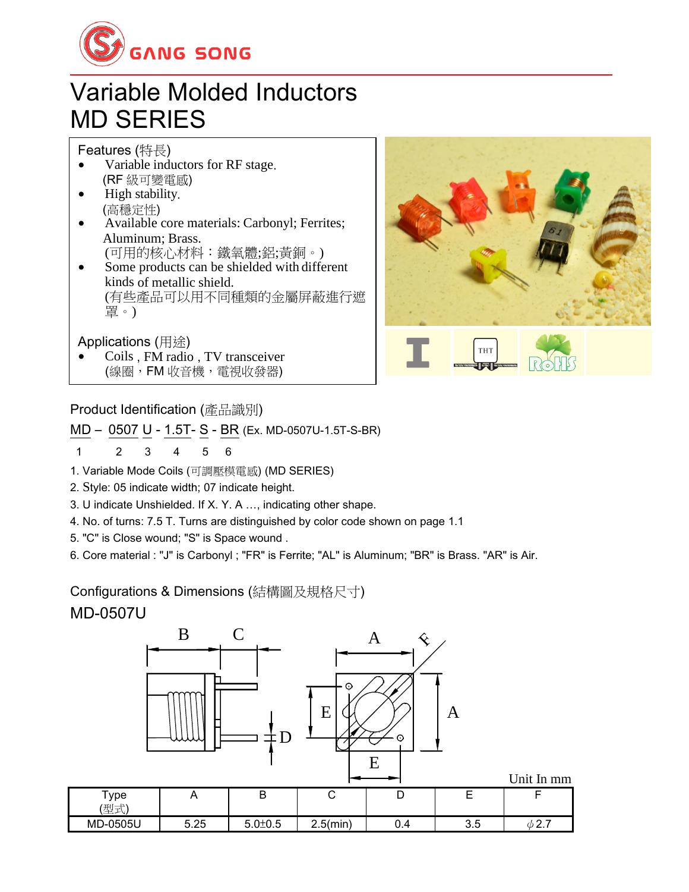GANG SONG

# Variable Molded Inductors
# MD SERIES

**Features (特長)**

- Variable inductors for RF stage.
  (RF 級可變電感)
- High stability.
  (高穩定性)
- Available core materials: Carbonyl; Ferrites; Aluminum; Brass.
  (可用的核心材料：鐵氧體;鋁;黃銅。)
- Some products can be shielded with different kinds of metallic shield.
  (有些產品可以用不同種類的金屬屏蔽進行遮罩。)

**Applications (用途)**

- Coils , FM radio , TV transceiver
  (線圈，FM 收音機，電視收發器)

THT RoHS

## Product Identification (產品識別)

MD – 0507 U - 1.5T- S - BR (Ex. MD-0507U-1.5T-S-BR)

1 2 3 4 5 6

1. Variable Mode Coils (可調壓模電感) (MD SERIES)
2. Style: 05 indicate width; 07 indicate height.
3. U indicate Unshielded. If X. Y. A …, indicating other shape.
4. No. of turns: 7.5 T. Turns are distinguished by color code shown on page 1.1
5. "C" is Close wound; "S" is Space wound .
6. Core material : "J" is Carbonyl ; "FR" is Ferrite; "AL" is Aluminum; "BR" is Brass. "AR" is Air.

## Configurations & Dimensions (結構圖及規格尺寸)

### MD-0507U

Unit In mm

| Type (型式) | A | B | C | D | E | F |
|---|---|---|---|---|---|---|
| MD-0505U | 5.25 | 5.0±0.5 | 2.5(min) | 0.4 | 3.5 | $\phi$2.7 |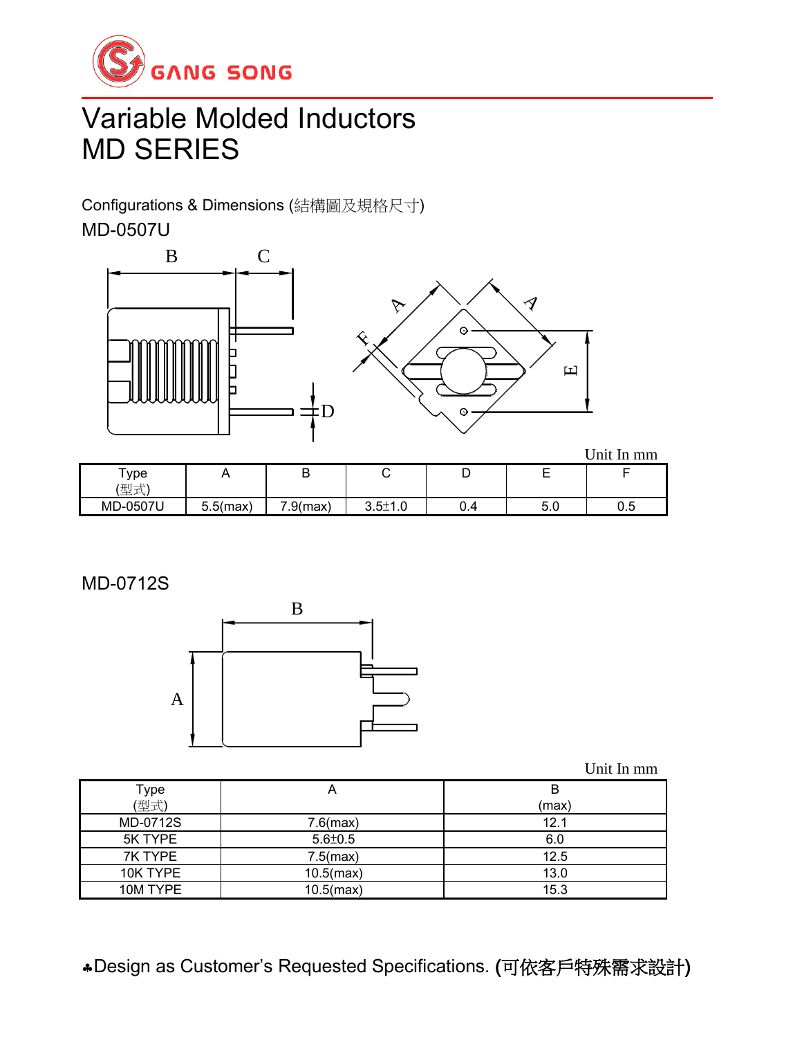# Variable Molded Inductors
# MD SERIES

Configurations & Dimensions (結構圖及規格尺寸)

## MD-0507U

B
C
A
A
F
E
D

Unit In mm

| Type (型式) | A | B | C | D | E | F |
|---|---|---|---|---|---|---|
| MD-0507U | 5.5(max) | 7.9(max) | 3.5±1.0 | 0.4 | 5.0 | 0.5 |

## MD-0712S

B
A

Unit In mm

| Type (型式) | A | B (max) |
|---|---|---|
| MD-0712S | 7.6(max) | 12.1 |
| 5K TYPE | 5.6±0.5 | 6.0 |
| 7K TYPE | 7.5(max) | 12.5 |
| 10K TYPE | 10.5(max) | 13.0 |
| 10M TYPE | 10.5(max) | 15.3 |

♣Design as Customer's Requested Specifications. (可依客戶特殊需求設計)